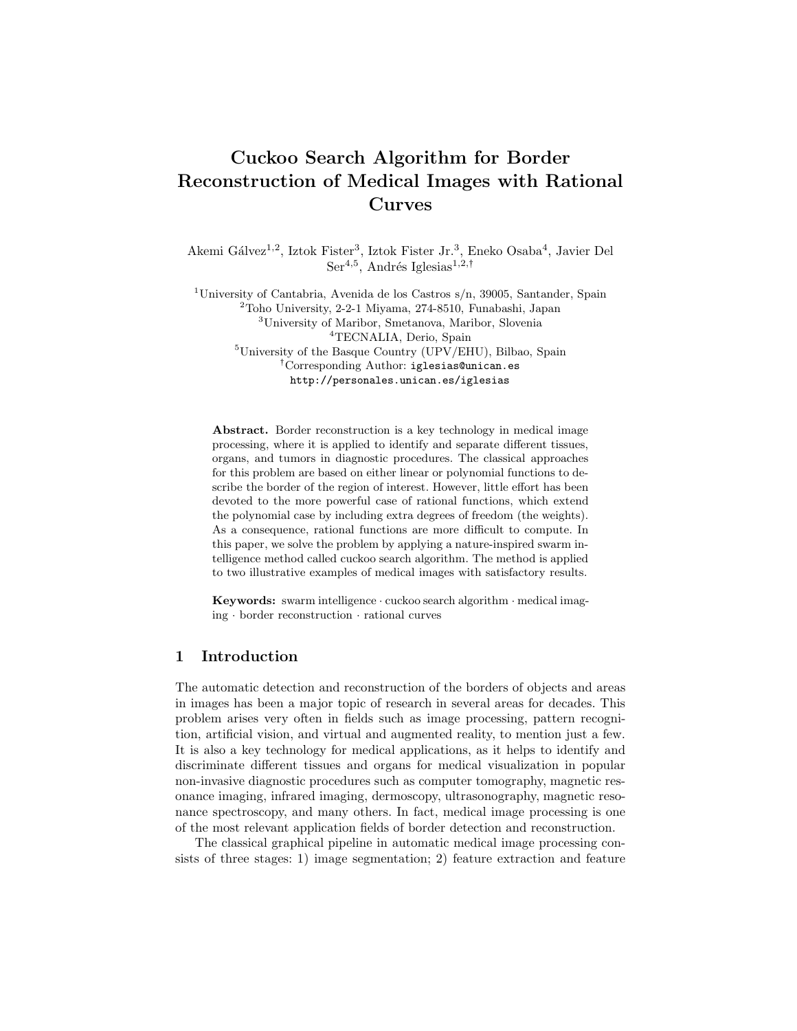# Cuckoo Search Algorithm for Border Reconstruction of Medical Images with Rational Curves

Akemi Gálvez[1,2], Iztok Fister[3], Iztok Fister Jr.[3], Eneko Osaba[4], Javier Del Ser[4,5], Andrés Iglesias[1,2,†]

[1]University of Cantabria, Avenida de los Castros s/n, 39005, Santander, Spain
[2]Toho University, 2-2-1 Miyama, 274-8510, Funabashi, Japan
[3]University of Maribor, Smetanova, Maribor, Slovenia
[4]TECNALIA, Derio, Spain
[5]University of the Basque Country (UPV/EHU), Bilbao, Spain
[†]Corresponding Author: `iglesias@unican.es`
`http://personales.unican.es/iglesias`

**Abstract.** Border reconstruction is a key technology in medical image processing, where it is applied to identify and separate different tissues, organs, and tumors in diagnostic procedures. The classical approaches for this problem are based on either linear or polynomial functions to describe the border of the region of interest. However, little effort has been devoted to the more powerful case of rational functions, which extend the polynomial case by including extra degrees of freedom (the weights). As a consequence, rational functions are more difficult to compute. In this paper, we solve the problem by applying a nature-inspired swarm intelligence method called cuckoo search algorithm. The method is applied to two illustrative examples of medical images with satisfactory results.

**Keywords:** swarm intelligence · cuckoo search algorithm · medical imaging · border reconstruction · rational curves

## 1 Introduction

The automatic detection and reconstruction of the borders of objects and areas in images has been a major topic of research in several areas for decades. This problem arises very often in fields such as image processing, pattern recognition, artificial vision, and virtual and augmented reality, to mention just a few. It is also a key technology for medical applications, as it helps to identify and discriminate different tissues and organs for medical visualization in popular non-invasive diagnostic procedures such as computer tomography, magnetic resonance imaging, infrared imaging, dermoscopy, ultrasonography, magnetic resonance spectroscopy, and many others. In fact, medical image processing is one of the most relevant application fields of border detection and reconstruction.

The classical graphical pipeline in automatic medical image processing consists of three stages: 1) image segmentation; 2) feature extraction and feature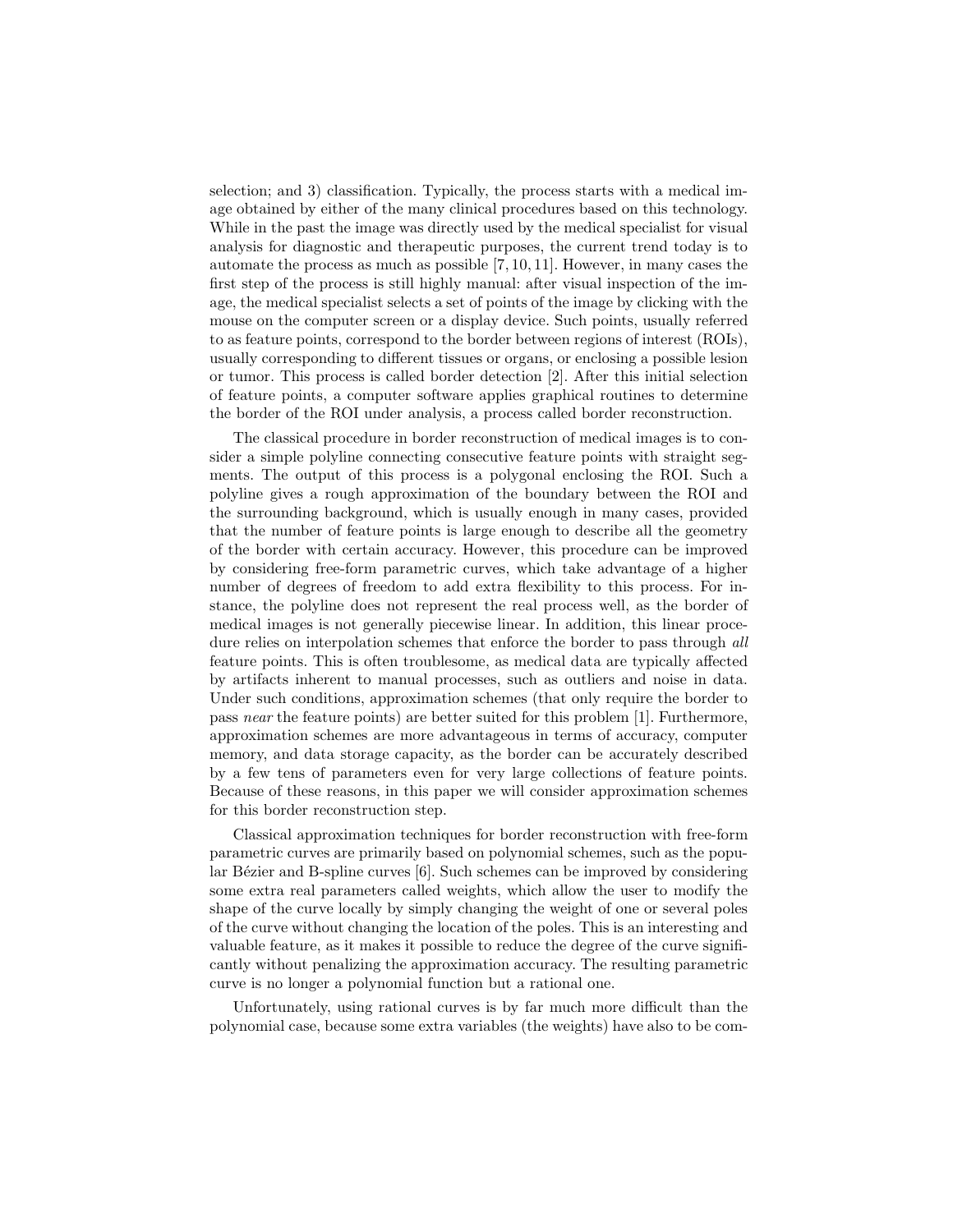selection; and 3) classification. Typically, the process starts with a medical image obtained by either of the many clinical procedures based on this technology. While in the past the image was directly used by the medical specialist for visual analysis for diagnostic and therapeutic purposes, the current trend today is to automate the process as much as possible [7, 10, 11]. However, in many cases the first step of the process is still highly manual: after visual inspection of the image, the medical specialist selects a set of points of the image by clicking with the mouse on the computer screen or a display device. Such points, usually referred to as feature points, correspond to the border between regions of interest (ROIs), usually corresponding to different tissues or organs, or enclosing a possible lesion or tumor. This process is called border detection [2]. After this initial selection of feature points, a computer software applies graphical routines to determine the border of the ROI under analysis, a process called border reconstruction.

The classical procedure in border reconstruction of medical images is to consider a simple polyline connecting consecutive feature points with straight segments. The output of this process is a polygonal enclosing the ROI. Such a polyline gives a rough approximation of the boundary between the ROI and the surrounding background, which is usually enough in many cases, provided that the number of feature points is large enough to describe all the geometry of the border with certain accuracy. However, this procedure can be improved by considering free-form parametric curves, which take advantage of a higher number of degrees of freedom to add extra flexibility to this process. For instance, the polyline does not represent the real process well, as the border of medical images is not generally piecewise linear. In addition, this linear procedure relies on interpolation schemes that enforce the border to pass through *all* feature points. This is often troublesome, as medical data are typically affected by artifacts inherent to manual processes, such as outliers and noise in data. Under such conditions, approximation schemes (that only require the border to pass *near* the feature points) are better suited for this problem [1]. Furthermore, approximation schemes are more advantageous in terms of accuracy, computer memory, and data storage capacity, as the border can be accurately described by a few tens of parameters even for very large collections of feature points. Because of these reasons, in this paper we will consider approximation schemes for this border reconstruction step.

Classical approximation techniques for border reconstruction with free-form parametric curves are primarily based on polynomial schemes, such as the popular Bézier and B-spline curves [6]. Such schemes can be improved by considering some extra real parameters called weights, which allow the user to modify the shape of the curve locally by simply changing the weight of one or several poles of the curve without changing the location of the poles. This is an interesting and valuable feature, as it makes it possible to reduce the degree of the curve significantly without penalizing the approximation accuracy. The resulting parametric curve is no longer a polynomial function but a rational one.

Unfortunately, using rational curves is by far much more difficult than the polynomial case, because some extra variables (the weights) have also to be com-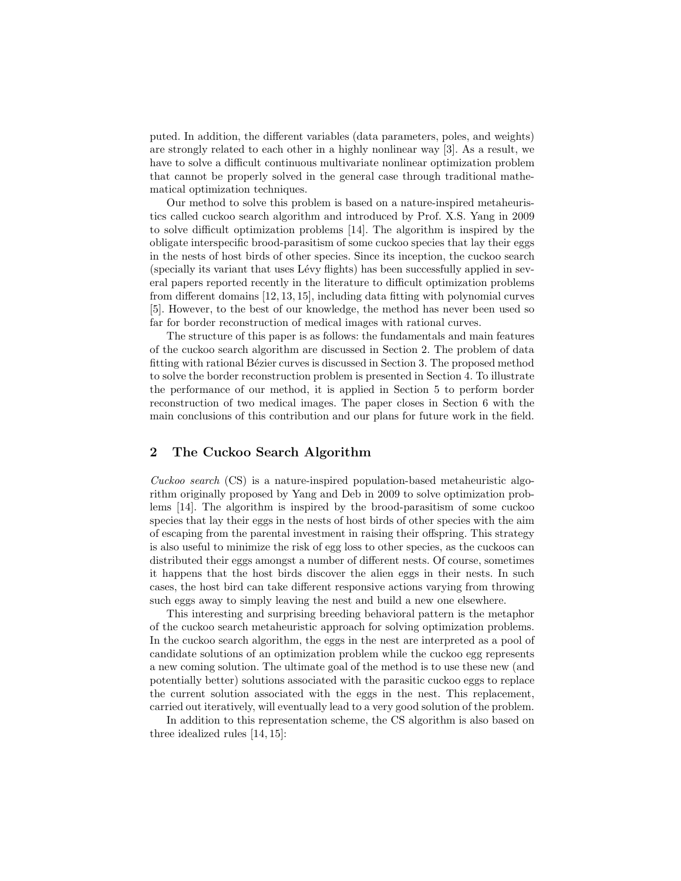puted. In addition, the different variables (data parameters, poles, and weights) are strongly related to each other in a highly nonlinear way [3]. As a result, we have to solve a difficult continuous multivariate nonlinear optimization problem that cannot be properly solved in the general case through traditional mathematical optimization techniques.

Our method to solve this problem is based on a nature-inspired metaheuristics called cuckoo search algorithm and introduced by Prof. X.S. Yang in 2009 to solve difficult optimization problems [14]. The algorithm is inspired by the obligate interspecific brood-parasitism of some cuckoo species that lay their eggs in the nests of host birds of other species. Since its inception, the cuckoo search (specially its variant that uses Lévy flights) has been successfully applied in several papers reported recently in the literature to difficult optimization problems from different domains [12, 13, 15], including data fitting with polynomial curves [5]. However, to the best of our knowledge, the method has never been used so far for border reconstruction of medical images with rational curves.

The structure of this paper is as follows: the fundamentals and main features of the cuckoo search algorithm are discussed in Section 2. The problem of data fitting with rational Bézier curves is discussed in Section 3. The proposed method to solve the border reconstruction problem is presented in Section 4. To illustrate the performance of our method, it is applied in Section 5 to perform border reconstruction of two medical images. The paper closes in Section 6 with the main conclusions of this contribution and our plans for future work in the field.

## 2 The Cuckoo Search Algorithm

*Cuckoo search* (CS) is a nature-inspired population-based metaheuristic algorithm originally proposed by Yang and Deb in 2009 to solve optimization problems [14]. The algorithm is inspired by the brood-parasitism of some cuckoo species that lay their eggs in the nests of host birds of other species with the aim of escaping from the parental investment in raising their offspring. This strategy is also useful to minimize the risk of egg loss to other species, as the cuckoos can distributed their eggs amongst a number of different nests. Of course, sometimes it happens that the host birds discover the alien eggs in their nests. In such cases, the host bird can take different responsive actions varying from throwing such eggs away to simply leaving the nest and build a new one elsewhere.

This interesting and surprising breeding behavioral pattern is the metaphor of the cuckoo search metaheuristic approach for solving optimization problems. In the cuckoo search algorithm, the eggs in the nest are interpreted as a pool of candidate solutions of an optimization problem while the cuckoo egg represents a new coming solution. The ultimate goal of the method is to use these new (and potentially better) solutions associated with the parasitic cuckoo eggs to replace the current solution associated with the eggs in the nest. This replacement, carried out iteratively, will eventually lead to a very good solution of the problem.

In addition to this representation scheme, the CS algorithm is also based on three idealized rules [14, 15]: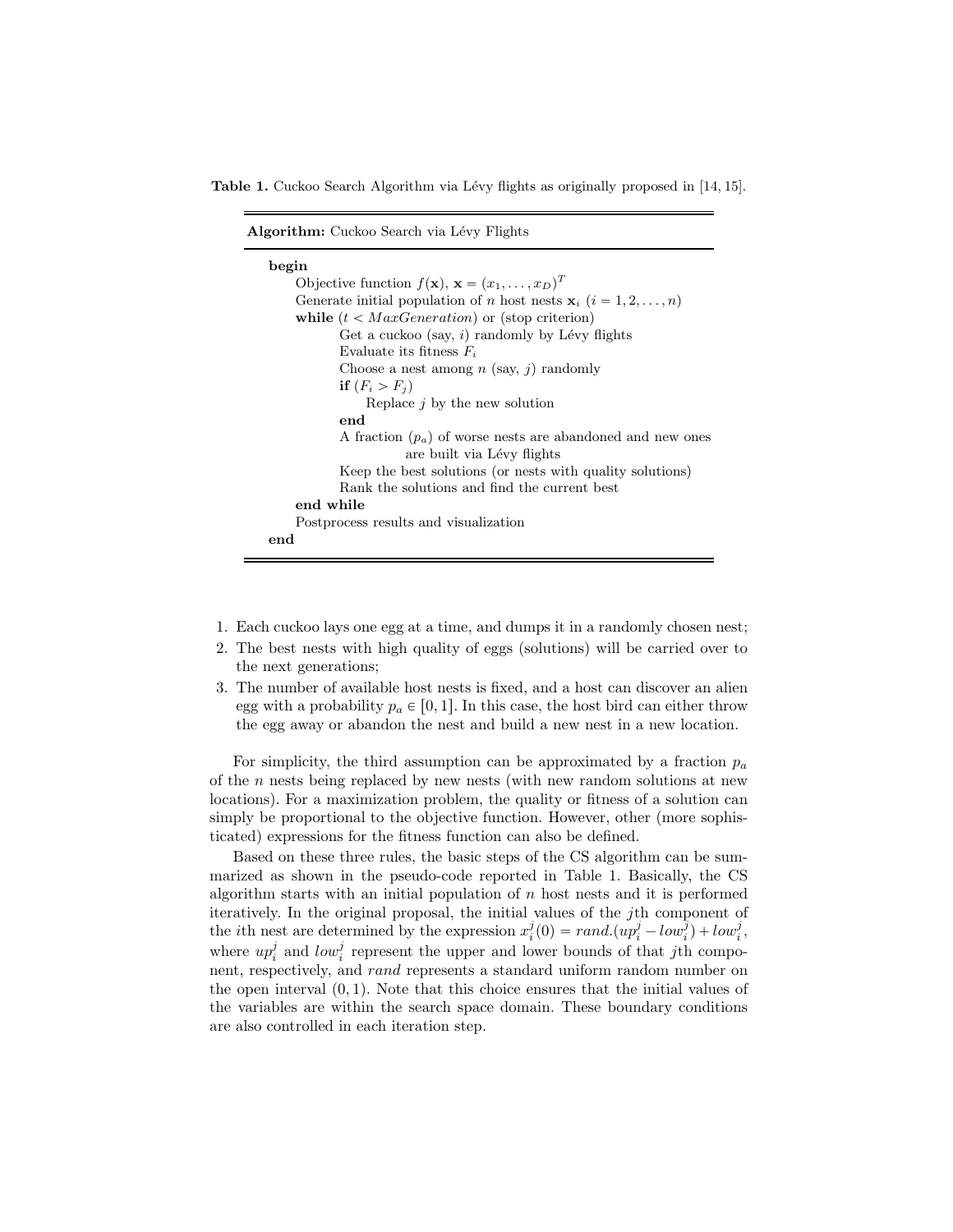**Table 1.** Cuckoo Search Algorithm via Lévy flights as originally proposed in [14, 15].

```
Algorithm: Cuckoo Search via Lévy Flights

begin
    Objective function f(x), x = (x_1, ..., x_D)^T
    Generate initial population of n host nests x_i (i = 1, 2, ..., n)
    while (t < MaxGeneration) or (stop criterion)
        Get a cuckoo (say, i) randomly by Lévy flights
        Evaluate its fitness F_i
        Choose a nest among n (say, j) randomly
        if (F_i > F_j)
            Replace j by the new solution
        end
        A fraction (p_a) of worse nests are abandoned and new ones
                are built via Lévy flights
        Keep the best solutions (or nests with quality solutions)
        Rank the solutions and find the current best
    end while
    Postprocess results and visualization
end
```

1. Each cuckoo lays one egg at a time, and dumps it in a randomly chosen nest;
2. The best nests with high quality of eggs (solutions) will be carried over to the next generations;
3. The number of available host nests is fixed, and a host can discover an alien egg with a probability $p_a \in [0, 1]$. In this case, the host bird can either throw the egg away or abandon the nest and build a new nest in a new location.

For simplicity, the third assumption can be approximated by a fraction $p_a$ of the $n$ nests being replaced by new nests (with new random solutions at new locations). For a maximization problem, the quality or fitness of a solution can simply be proportional to the objective function. However, other (more sophisticated) expressions for the fitness function can also be defined.

Based on these three rules, the basic steps of the CS algorithm can be summarized as shown in the pseudo-code reported in Table 1. Basically, the CS algorithm starts with an initial population of $n$ host nests and it is performed iteratively. In the original proposal, the initial values of the $j$th component of the $i$th nest are determined by the expression $x_i^j(0) = rand.(up_i^j - low_i^j) + low_i^j$, where $up_i^j$ and $low_i^j$ represent the upper and lower bounds of that $j$th component, respectively, and $rand$ represents a standard uniform random number on the open interval $(0, 1)$. Note that this choice ensures that the initial values of the variables are within the search space domain. These boundary conditions are also controlled in each iteration step.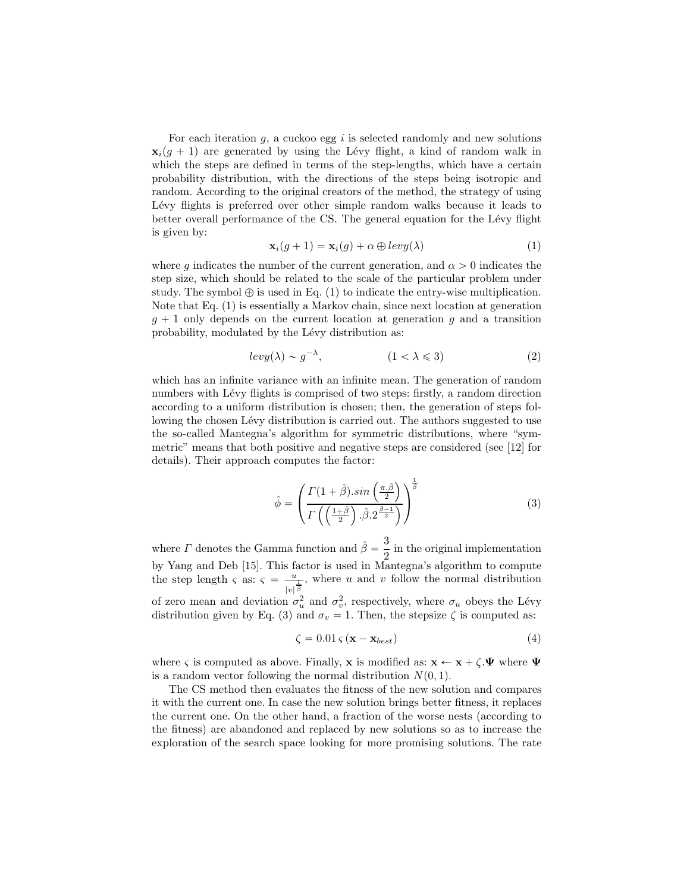For each iteration $g$, a cuckoo egg $i$ is selected randomly and new solutions $\mathbf{x}_i(g+1)$ are generated by using the Lévy flight, a kind of random walk in which the steps are defined in terms of the step-lengths, which have a certain probability distribution, with the directions of the steps being isotropic and random. According to the original creators of the method, the strategy of using Lévy flights is preferred over other simple random walks because it leads to better overall performance of the CS. The general equation for the Lévy flight is given by:

$$\mathbf{x}_i(g+1) = \mathbf{x}_i(g) + \alpha \oplus levy(\lambda) \tag{1}$$

where $g$ indicates the number of the current generation, and $\alpha > 0$ indicates the step size, which should be related to the scale of the particular problem under study. The symbol $\oplus$ is used in Eq. (1) to indicate the entry-wise multiplication. Note that Eq. (1) is essentially a Markov chain, since next location at generation $g+1$ only depends on the current location at generation $g$ and a transition probability, modulated by the Lévy distribution as:

$$levy(\lambda) \sim g^{-\lambda}, \qquad\qquad (1 < \lambda \leqslant 3) \tag{2}$$

which has an infinite variance with an infinite mean. The generation of random numbers with Lévy flights is comprised of two steps: firstly, a random direction according to a uniform distribution is chosen; then, the generation of steps following the chosen Lévy distribution is carried out. The authors suggested to use the so-called Mantegna's algorithm for symmetric distributions, where "symmetric" means that both positive and negative steps are considered (see [12] for details). Their approach computes the factor:

$$\hat{\phi} = \left( \frac{\Gamma(1+\hat{\beta}).sin\left(\frac{\pi.\hat{\beta}}{2}\right)}{\Gamma\left(\left(\frac{1+\hat{\beta}}{2}\right).\hat{\beta}.2^{\frac{\hat{\beta}-1}{2}}\right)} \right)^{\frac{1}{\hat{\beta}}} \tag{3}$$

where $\Gamma$ denotes the Gamma function and $\hat{\beta} = \dfrac{3}{2}$ in the original implementation by Yang and Deb [15]. This factor is used in Mantegna's algorithm to compute the step length $\varsigma$ as: $\varsigma = \frac{u}{|v|^{\frac{1}{\hat{\beta}}}}$, where $u$ and $v$ follow the normal distribution of zero mean and deviation $\sigma_u^2$ and $\sigma_v^2$, respectively, where $\sigma_u$ obeys the Lévy distribution given by Eq. (3) and $\sigma_v = 1$. Then, the stepsize $\zeta$ is computed as:

$$\zeta = 0.01\,\varsigma\,(\mathbf{x} - \mathbf{x}_{best}) \tag{4}$$

where $\varsigma$ is computed as above. Finally, $\mathbf{x}$ is modified as: $\mathbf{x} \leftarrow \mathbf{x} + \zeta.\mathbf{\Psi}$ where $\mathbf{\Psi}$ is a random vector following the normal distribution $N(0,1)$.

The CS method then evaluates the fitness of the new solution and compares it with the current one. In case the new solution brings better fitness, it replaces the current one. On the other hand, a fraction of the worse nests (according to the fitness) are abandoned and replaced by new solutions so as to increase the exploration of the search space looking for more promising solutions. The rate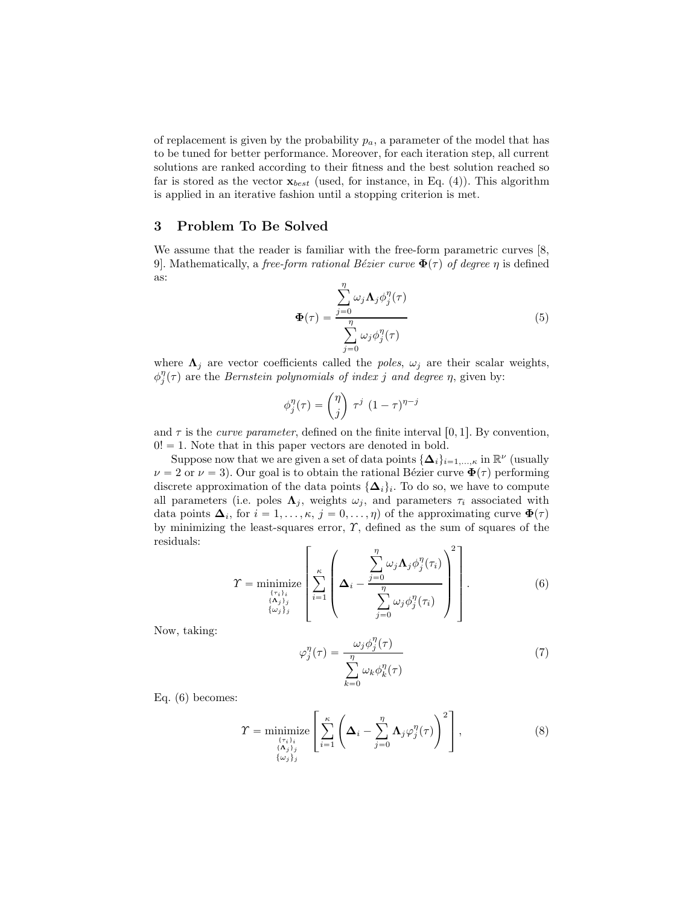of replacement is given by the probability $p_a$, a parameter of the model that has to be tuned for better performance. Moreover, for each iteration step, all current solutions are ranked according to their fitness and the best solution reached so far is stored as the vector $\mathbf{x}_{best}$ (used, for instance, in Eq. (4)). This algorithm is applied in an iterative fashion until a stopping criterion is met.

## 3 Problem To Be Solved

We assume that the reader is familiar with the free-form parametric curves [8, 9]. Mathematically, a *free-form rational Bézier curve* $\mathbf{\Phi}(\tau)$ *of degree* $\eta$ is defined as:

$$\mathbf{\Phi}(\tau) = \frac{\sum_{j=0}^{\eta} \omega_j \mathbf{\Lambda}_j \phi_j^{\eta}(\tau)}{\sum_{j=0}^{\eta} \omega_j \phi_j^{\eta}(\tau)} \tag{5}$$

where $\mathbf{\Lambda}_j$ are vector coefficients called the *poles*, $\omega_j$ are their scalar weights, $\phi_j^{\eta}(\tau)$ are the *Bernstein polynomials of index* $j$ *and degree* $\eta$, given by:

$$\phi_j^{\eta}(\tau) = \binom{\eta}{j} \tau^j \ (1-\tau)^{\eta-j}$$

and $\tau$ is the *curve parameter*, defined on the finite interval $[0,1]$. By convention, $0! = 1$. Note that in this paper vectors are denoted in bold.

Suppose now that we are given a set of data points $\{\mathbf{\Delta}_i\}_{i=1,\ldots,\kappa}$ in $\mathbb{R}^{\nu}$ (usually $\nu = 2$ or $\nu = 3$). Our goal is to obtain the rational Bézier curve $\mathbf{\Phi}(\tau)$ performing discrete approximation of the data points $\{\mathbf{\Delta}_i\}_i$. To do so, we have to compute all parameters (i.e. poles $\mathbf{\Lambda}_j$, weights $\omega_j$, and parameters $\tau_i$ associated with data points $\mathbf{\Delta}_i$, for $i = 1, \ldots, \kappa$, $j = 0, \ldots, \eta$) of the approximating curve $\mathbf{\Phi}(\tau)$ by minimizing the least-squares error, $\Upsilon$, defined as the sum of squares of the residuals:

$$\Upsilon = \underset{\substack{\{\tau_i\}_i \\ \{\mathbf{\Lambda}_j\}_j \\ \{\omega_j\}_j}}{\text{minimize}} \left[ \sum_{i=1}^{\kappa} \left( \mathbf{\Delta}_i - \frac{\sum_{j=0}^{\eta} \omega_j \mathbf{\Lambda}_j \phi_j^{\eta}(\tau_i)}{\sum_{j=0}^{\eta} \omega_j \phi_j^{\eta}(\tau_i)} \right)^2 \right]. \tag{6}$$

Now, taking:

$$\varphi_j^{\eta}(\tau) = \frac{\omega_j \phi_j^{\eta}(\tau)}{\sum_{k=0}^{\eta} \omega_k \phi_k^{\eta}(\tau)} \tag{7}$$

Eq. (6) becomes:

$$\Upsilon = \underset{\substack{\{\tau_i\}_i \\ \{\mathbf{\Lambda}_j\}_j \\ \{\omega_j\}_j}}{\text{minimize}} \left[ \sum_{i=1}^{\kappa} \left( \mathbf{\Delta}_i - \sum_{j=0}^{\eta} \mathbf{\Lambda}_j \varphi_j^{\eta}(\tau) \right)^2 \right], \tag{8}$$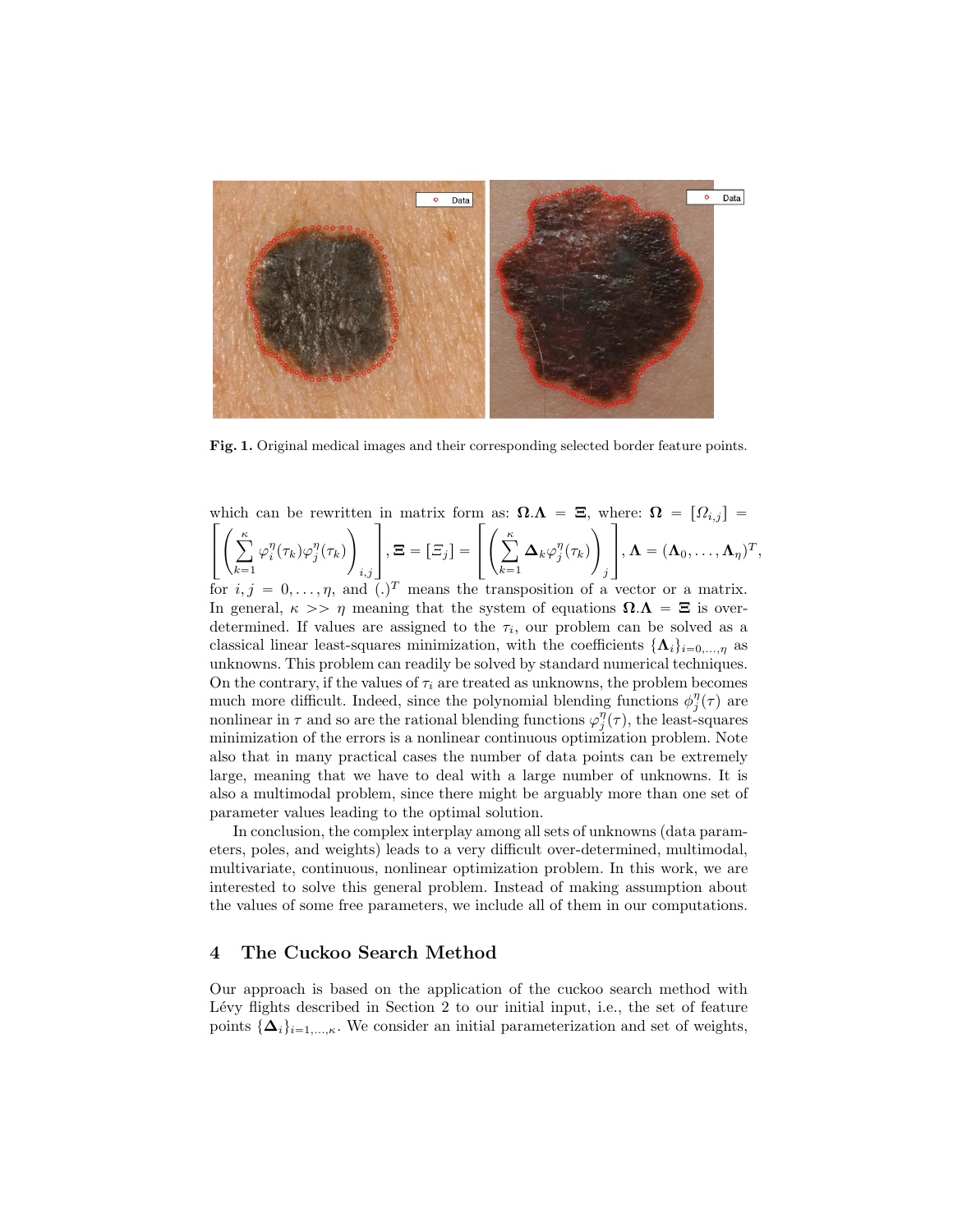**Fig. 1.** Original medical images and their corresponding selected border feature points.

which can be rewritten in matrix form as: $\mathbf{\Omega}.\mathbf{\Lambda} = \mathbf{\Xi}$, where: $\mathbf{\Omega} = [\Omega_{i,j}] = \left[ \left( \sum_{k=1}^{\kappa} \varphi_i^{\eta}(\tau_k)\varphi_j^{\eta}(\tau_k) \right)_{i,j} \right]$, $\mathbf{\Xi} = [\Xi_j] = \left[ \left( \sum_{k=1}^{\kappa} \mathbf{\Delta}_k \varphi_j^{\eta}(\tau_k) \right)_j \right]$, $\mathbf{\Lambda} = (\mathbf{\Lambda}_0, \ldots, \mathbf{\Lambda}_\eta)^T$, for $i, j = 0, \ldots, \eta$, and $(.)^T$ means the transposition of a vector or a matrix. In general, $\kappa >> \eta$ meaning that the system of equations $\mathbf{\Omega}.\mathbf{\Lambda} = \mathbf{\Xi}$ is over-determined. If values are assigned to the $\tau_i$, our problem can be solved as a classical linear least-squares minimization, with the coefficients $\{\mathbf{\Lambda}_i\}_{i=0,\ldots,\eta}$ as unknowns. This problem can readily be solved by standard numerical techniques. On the contrary, if the values of $\tau_i$ are treated as unknowns, the problem becomes much more difficult. Indeed, since the polynomial blending functions $\phi_j^{\eta}(\tau)$ are nonlinear in $\tau$ and so are the rational blending functions $\varphi_j^{\eta}(\tau)$, the least-squares minimization of the errors is a nonlinear continuous optimization problem. Note also that in many practical cases the number of data points can be extremely large, meaning that we have to deal with a large number of unknowns. It is also a multimodal problem, since there might be arguably more than one set of parameter values leading to the optimal solution.

In conclusion, the complex interplay among all sets of unknowns (data parameters, poles, and weights) leads to a very difficult over-determined, multimodal, multivariate, continuous, nonlinear optimization problem. In this work, we are interested to solve this general problem. Instead of making assumption about the values of some free parameters, we include all of them in our computations.

## 4 The Cuckoo Search Method

Our approach is based on the application of the cuckoo search method with Lévy flights described in Section 2 to our initial input, i.e., the set of feature points $\{\mathbf{\Delta}_i\}_{i=1,\ldots,\kappa}$. We consider an initial parameterization and set of weights,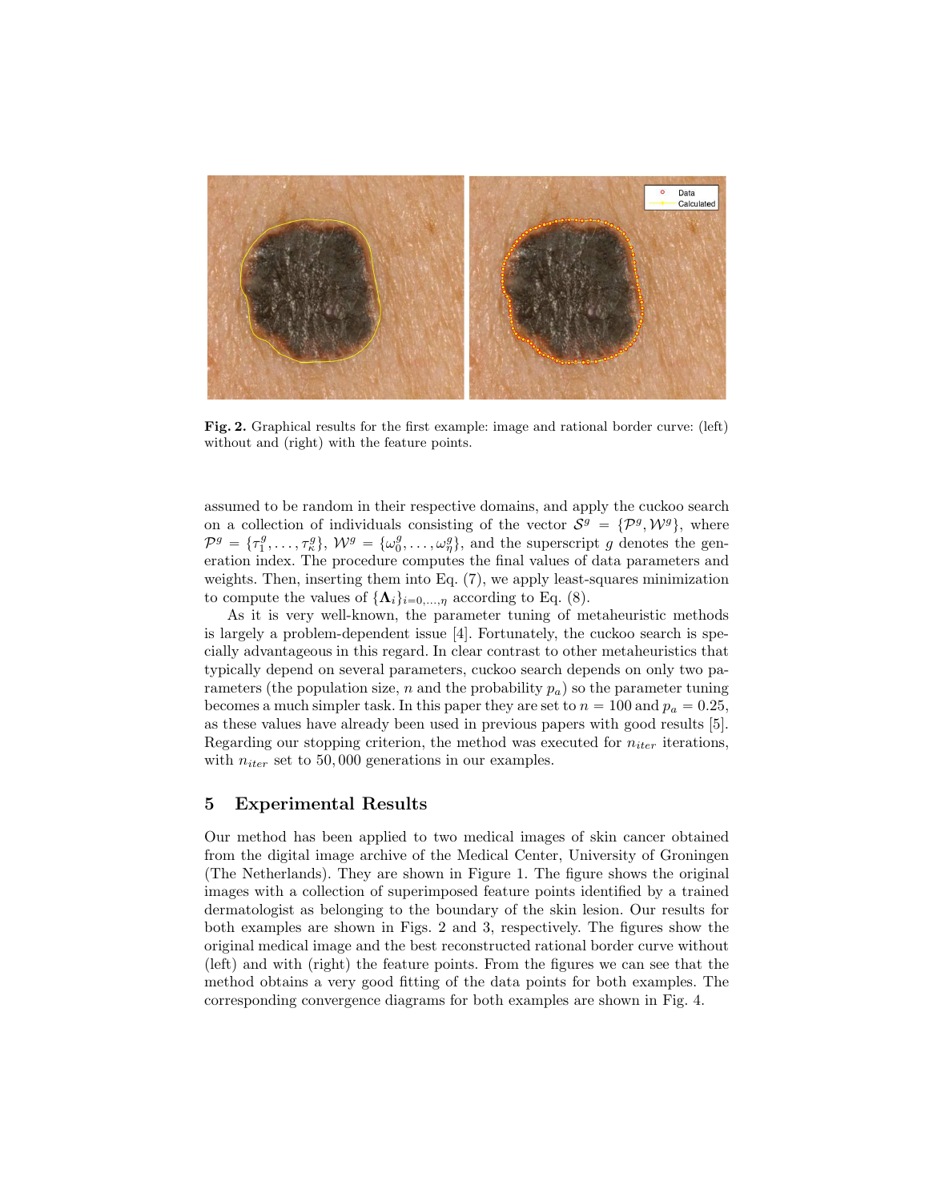**Fig. 2.** Graphical results for the first example: image and rational border curve: (left) without and (right) with the feature points.

assumed to be random in their respective domains, and apply the cuckoo search on a collection of individuals consisting of the vector $\mathcal{S}^g = \{\mathcal{P}^g, \mathcal{W}^g\}$, where $\mathcal{P}^g = \{\tau_1^g, \ldots, \tau_\kappa^g\}$, $\mathcal{W}^g = \{\omega_0^g, \ldots, \omega_\eta^g\}$, and the superscript $g$ denotes the generation index. The procedure computes the final values of data parameters and weights. Then, inserting them into Eq. (7), we apply least-squares minimization to compute the values of $\{\mathbf{\Lambda}_i\}_{i=0,\ldots,\eta}$ according to Eq. (8).

As it is very well-known, the parameter tuning of metaheuristic methods is largely a problem-dependent issue [4]. Fortunately, the cuckoo search is specially advantageous in this regard. In clear contrast to other metaheuristics that typically depend on several parameters, cuckoo search depends on only two parameters (the population size, $n$ and the probability $p_a$) so the parameter tuning becomes a much simpler task. In this paper they are set to $n = 100$ and $p_a = 0.25$, as these values have already been used in previous papers with good results [5]. Regarding our stopping criterion, the method was executed for $n_{iter}$ iterations, with $n_{iter}$ set to $50,000$ generations in our examples.

## 5 Experimental Results

Our method has been applied to two medical images of skin cancer obtained from the digital image archive of the Medical Center, University of Groningen (The Netherlands). They are shown in Figure 1. The figure shows the original images with a collection of superimposed feature points identified by a trained dermatologist as belonging to the boundary of the skin lesion. Our results for both examples are shown in Figs. 2 and 3, respectively. The figures show the original medical image and the best reconstructed rational border curve without (left) and with (right) the feature points. From the figures we can see that the method obtains a very good fitting of the data points for both examples. The corresponding convergence diagrams for both examples are shown in Fig. 4.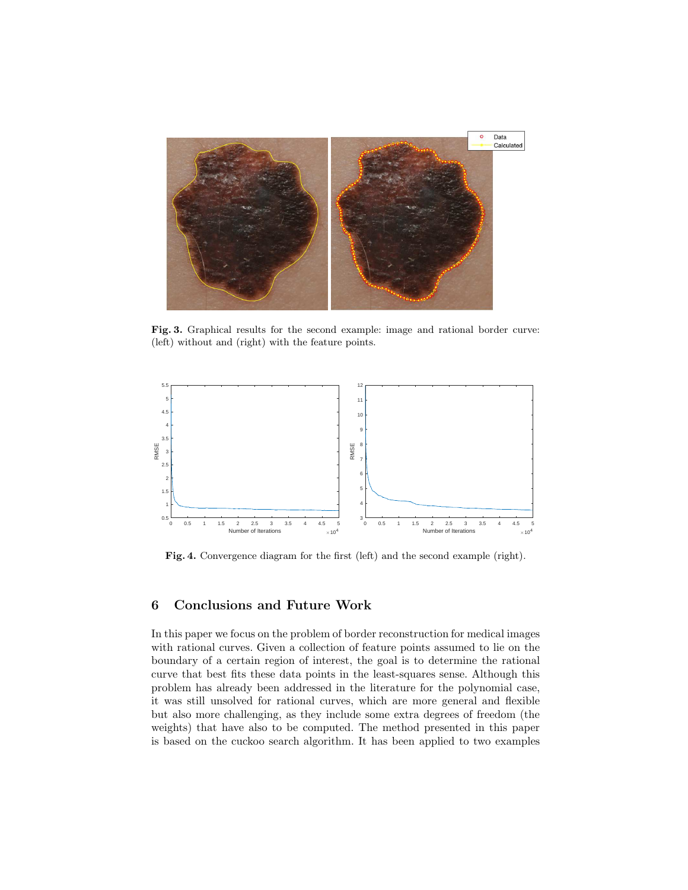**Fig. 3.** Graphical results for the second example: image and rational border curve: (left) without and (right) with the feature points.

**Fig. 4.** Convergence diagram for the first (left) and the second example (right).

## 6 Conclusions and Future Work

In this paper we focus on the problem of border reconstruction for medical images with rational curves. Given a collection of feature points assumed to lie on the boundary of a certain region of interest, the goal is to determine the rational curve that best fits these data points in the least-squares sense. Although this problem has already been addressed in the literature for the polynomial case, it was still unsolved for rational curves, which are more general and flexible but also more challenging, as they include some extra degrees of freedom (the weights) that have also to be computed. The method presented in this paper is based on the cuckoo search algorithm. It has been applied to two examples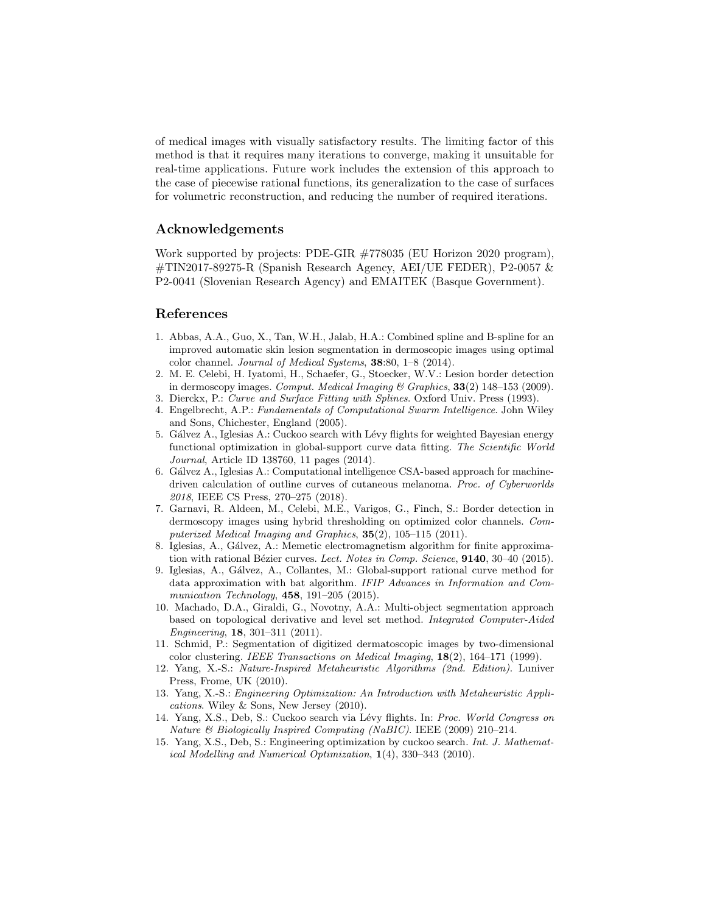of medical images with visually satisfactory results. The limiting factor of this method is that it requires many iterations to converge, making it unsuitable for real-time applications. Future work includes the extension of this approach to the case of piecewise rational functions, its generalization to the case of surfaces for volumetric reconstruction, and reducing the number of required iterations.

## Acknowledgements

Work supported by projects: PDE-GIR #778035 (EU Horizon 2020 program), #TIN2017-89275-R (Spanish Research Agency, AEI/UE FEDER), P2-0057 & P2-0041 (Slovenian Research Agency) and EMAITEK (Basque Government).

## References

1. Abbas, A.A., Guo, X., Tan, W.H., Jalab, H.A.: Combined spline and B-spline for an improved automatic skin lesion segmentation in dermoscopic images using optimal color channel. *Journal of Medical Systems*, **38**:80, 1–8 (2014).
2. M. E. Celebi, H. Iyatomi, H., Schaefer, G., Stoecker, W.V.: Lesion border detection in dermoscopy images. *Comput. Medical Imaging & Graphics*, **33**(2) 148–153 (2009).
3. Dierckx, P.: *Curve and Surface Fitting with Splines*. Oxford Univ. Press (1993).
4. Engelbrecht, A.P.: *Fundamentals of Computational Swarm Intelligence*. John Wiley and Sons, Chichester, England (2005).
5. Gálvez A., Iglesias A.: Cuckoo search with Lévy flights for weighted Bayesian energy functional optimization in global-support curve data fitting. *The Scientific World Journal*, Article ID 138760, 11 pages (2014).
6. Gálvez A., Iglesias A.: Computational intelligence CSA-based approach for machine-driven calculation of outline curves of cutaneous melanoma. *Proc. of Cyberworlds 2018*, IEEE CS Press, 270–275 (2018).
7. Garnavi, R. Aldeen, M., Celebi, M.E., Varigos, G., Finch, S.: Border detection in dermoscopy images using hybrid thresholding on optimized color channels. *Computerized Medical Imaging and Graphics*, **35**(2), 105–115 (2011).
8. Iglesias, A., Gálvez, A.: Memetic electromagnetism algorithm for finite approximation with rational Bézier curves. *Lect. Notes in Comp. Science*, **9140**, 30–40 (2015).
9. Iglesias, A., Gálvez, A., Collantes, M.: Global-support rational curve method for data approximation with bat algorithm. *IFIP Advances in Information and Communication Technology*, **458**, 191–205 (2015).
10. Machado, D.A., Giraldi, G., Novotny, A.A.: Multi-object segmentation approach based on topological derivative and level set method. *Integrated Computer-Aided Engineering*, **18**, 301–311 (2011).
11. Schmid, P.: Segmentation of digitized dermatoscopic images by two-dimensional color clustering. *IEEE Transactions on Medical Imaging*, **18**(2), 164–171 (1999).
12. Yang, X.-S.: *Nature-Inspired Metaheuristic Algorithms (2nd. Edition)*. Luniver Press, Frome, UK (2010).
13. Yang, X.-S.: *Engineering Optimization: An Introduction with Metaheuristic Applications*. Wiley & Sons, New Jersey (2010).
14. Yang, X.S., Deb, S.: Cuckoo search via Lévy flights. In: *Proc. World Congress on Nature & Biologically Inspired Computing (NaBIC)*. IEEE (2009) 210–214.
15. Yang, X.S., Deb, S.: Engineering optimization by cuckoo search. *Int. J. Mathematical Modelling and Numerical Optimization*, **1**(4), 330–343 (2010).